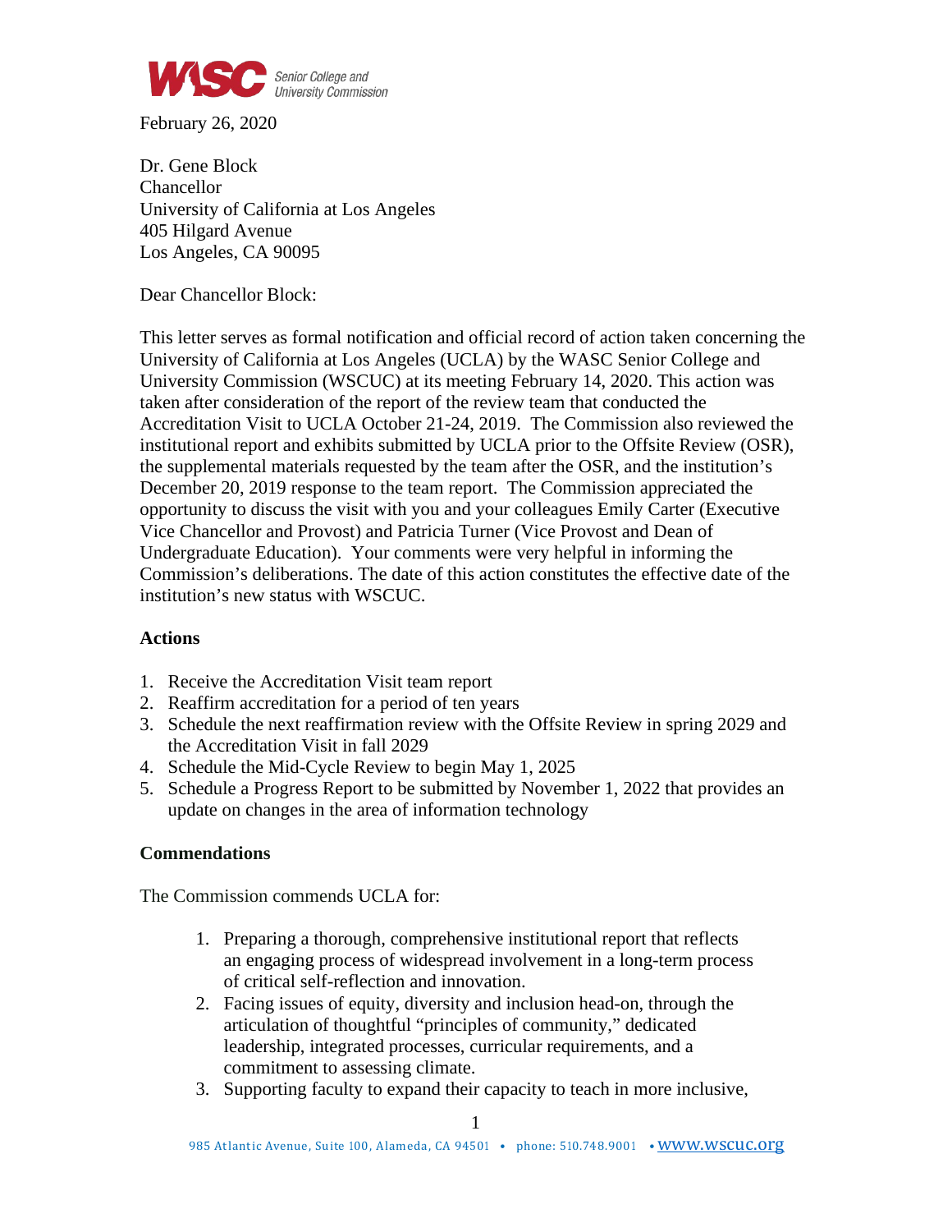February 26, 2020

Dr. Gene Block
Chancellor
University of California at Los Angeles
405 Hilgard Avenue
Los Angeles, CA 90095

Dear Chancellor Block:

This letter serves as formal notification and official record of action taken concerning the University of California at Los Angeles (UCLA) by the WASC Senior College and University Commission (WSCUC) at its meeting February 14, 2020. This action was taken after consideration of the report of the review team that conducted the Accreditation Visit to UCLA October 21-24, 2019. The Commission also reviewed the institutional report and exhibits submitted by UCLA prior to the Offsite Review (OSR), the supplemental materials requested by the team after the OSR, and the institution's December 20, 2019 response to the team report. The Commission appreciated the opportunity to discuss the visit with you and your colleagues Emily Carter (Executive Vice Chancellor and Provost) and Patricia Turner (Vice Provost and Dean of Undergraduate Education). Your comments were very helpful in informing the Commission's deliberations. The date of this action constitutes the effective date of the institution's new status with WSCUC.

**Actions**

1. Receive the Accreditation Visit team report
2. Reaffirm accreditation for a period of ten years
3. Schedule the next reaffirmation review with the Offsite Review in spring 2029 and the Accreditation Visit in fall 2029
4. Schedule the Mid-Cycle Review to begin May 1, 2025
5. Schedule a Progress Report to be submitted by November 1, 2022 that provides an update on changes in the area of information technology

**Commendations**

The Commission commends UCLA for:

1. Preparing a thorough, comprehensive institutional report that reflects an engaging process of widespread involvement in a long-term process of critical self-reflection and innovation.
2. Facing issues of equity, diversity and inclusion head-on, through the articulation of thoughtful "principles of community," dedicated leadership, integrated processes, curricular requirements, and a commitment to assessing climate.
3. Supporting faculty to expand their capacity to teach in more inclusive,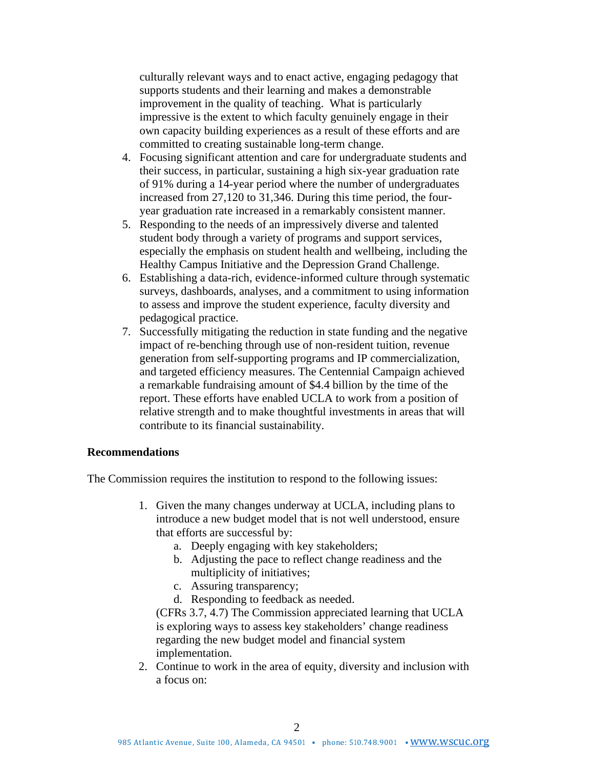culturally relevant ways and to enact active, engaging pedagogy that supports students and their learning and makes a demonstrable improvement in the quality of teaching. What is particularly impressive is the extent to which faculty genuinely engage in their own capacity building experiences as a result of these efforts and are committed to creating sustainable long-term change.

4. Focusing significant attention and care for undergraduate students and their success, in particular, sustaining a high six-year graduation rate of 91% during a 14-year period where the number of undergraduates increased from 27,120 to 31,346. During this time period, the four-year graduation rate increased in a remarkably consistent manner.
5. Responding to the needs of an impressively diverse and talented student body through a variety of programs and support services, especially the emphasis on student health and wellbeing, including the Healthy Campus Initiative and the Depression Grand Challenge.
6. Establishing a data-rich, evidence-informed culture through systematic surveys, dashboards, analyses, and a commitment to using information to assess and improve the student experience, faculty diversity and pedagogical practice.
7. Successfully mitigating the reduction in state funding and the negative impact of re-benching through use of non-resident tuition, revenue generation from self-supporting programs and IP commercialization, and targeted efficiency measures. The Centennial Campaign achieved a remarkable fundraising amount of $4.4 billion by the time of the report. These efforts have enabled UCLA to work from a position of relative strength and to make thoughtful investments in areas that will contribute to its financial sustainability.

**Recommendations**

The Commission requires the institution to respond to the following issues:

1. Given the many changes underway at UCLA, including plans to introduce a new budget model that is not well understood, ensure that efforts are successful by:
   a. Deeply engaging with key stakeholders;
   b. Adjusting the pace to reflect change readiness and the multiplicity of initiatives;
   c. Assuring transparency;
   d. Responding to feedback as needed.

   (CFRs 3.7, 4.7) The Commission appreciated learning that UCLA is exploring ways to assess key stakeholders' change readiness regarding the new budget model and financial system implementation.
2. Continue to work in the area of equity, diversity and inclusion with a focus on: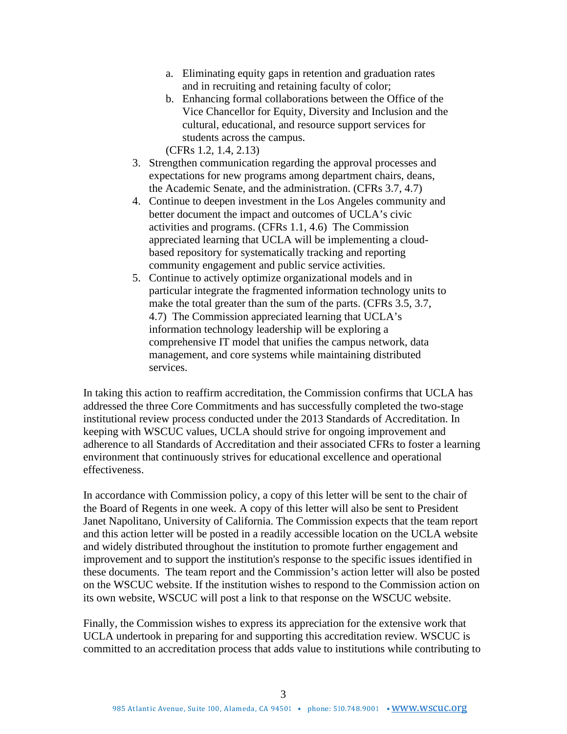a. Eliminating equity gaps in retention and graduation rates and in recruiting and retaining faculty of color;
   b. Enhancing formal collaborations between the Office of the Vice Chancellor for Equity, Diversity and Inclusion and the cultural, educational, and resource support services for students across the campus.

   (CFRs 1.2, 1.4, 2.13)

3. Strengthen communication regarding the approval processes and expectations for new programs among department chairs, deans, the Academic Senate, and the administration. (CFRs 3.7, 4.7)
4. Continue to deepen investment in the Los Angeles community and better document the impact and outcomes of UCLA's civic activities and programs. (CFRs 1.1, 4.6) The Commission appreciated learning that UCLA will be implementing a cloud-based repository for systematically tracking and reporting community engagement and public service activities.
5. Continue to actively optimize organizational models and in particular integrate the fragmented information technology units to make the total greater than the sum of the parts. (CFRs 3.5, 3.7, 4.7) The Commission appreciated learning that UCLA's information technology leadership will be exploring a comprehensive IT model that unifies the campus network, data management, and core systems while maintaining distributed services.

In taking this action to reaffirm accreditation, the Commission confirms that UCLA has addressed the three Core Commitments and has successfully completed the two-stage institutional review process conducted under the 2013 Standards of Accreditation. In keeping with WSCUC values, UCLA should strive for ongoing improvement and adherence to all Standards of Accreditation and their associated CFRs to foster a learning environment that continuously strives for educational excellence and operational effectiveness.

In accordance with Commission policy, a copy of this letter will be sent to the chair of the Board of Regents in one week. A copy of this letter will also be sent to President Janet Napolitano, University of California. The Commission expects that the team report and this action letter will be posted in a readily accessible location on the UCLA website and widely distributed throughout the institution to promote further engagement and improvement and to support the institution's response to the specific issues identified in these documents. The team report and the Commission's action letter will also be posted on the WSCUC website. If the institution wishes to respond to the Commission action on its own website, WSCUC will post a link to that response on the WSCUC website.

Finally, the Commission wishes to express its appreciation for the extensive work that UCLA undertook in preparing for and supporting this accreditation review. WSCUC is committed to an accreditation process that adds value to institutions while contributing to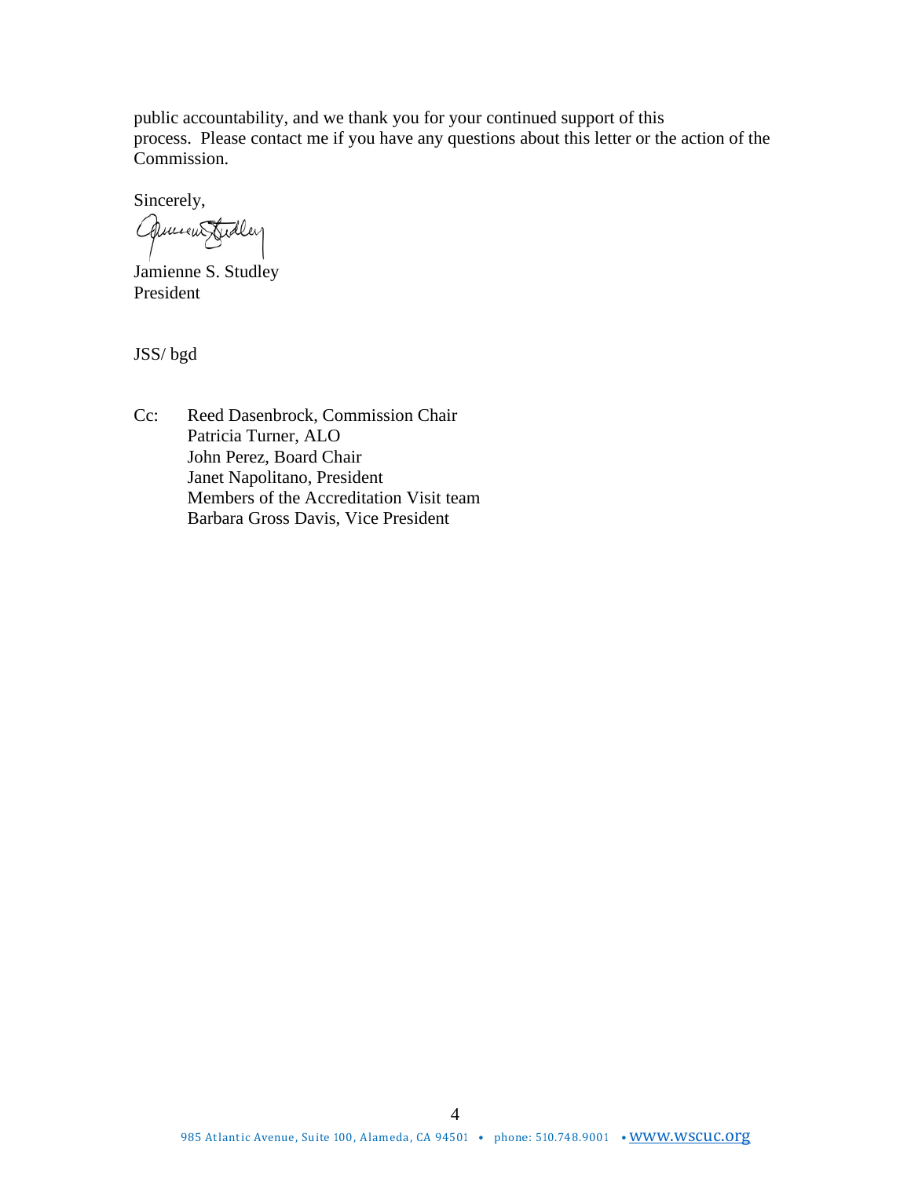public accountability, and we thank you for your continued support of this process. Please contact me if you have any questions about this letter or the action of the Commission.

Sincerely,

Jamienne S. Studley
President

JSS/ bgd

Cc: Reed Dasenbrock, Commission Chair
Patricia Turner, ALO
John Perez, Board Chair
Janet Napolitano, President
Members of the Accreditation Visit team
Barbara Gross Davis, Vice President

985 Atlantic Avenue, Suite 100, Alameda, CA 94501 • phone: 510.748.9001 • www.wscuc.org